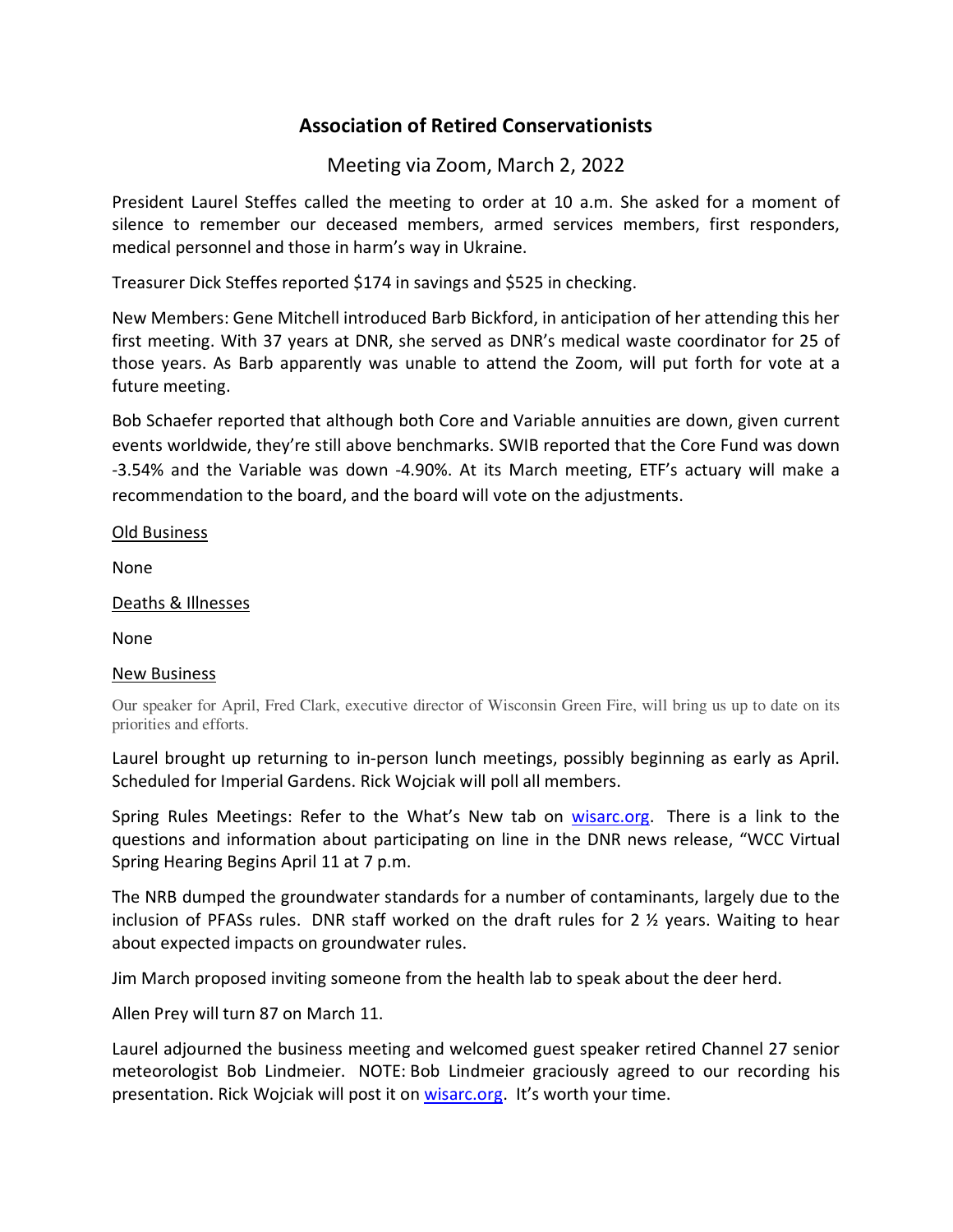# Association of Retired Conservationists

## Meeting via Zoom, March 2, 2022

President Laurel Steffes called the meeting to order at 10 a.m. She asked for a moment of silence to remember our deceased members, armed services members, first responders, medical personnel and those in harm's way in Ukraine.

Treasurer Dick Steffes reported $174 in savings and $525 in checking.

New Members: Gene Mitchell introduced Barb Bickford, in anticipation of her attending this her first meeting. With 37 years at DNR, she served as DNR's medical waste coordinator for 25 of those years. As Barb apparently was unable to attend the Zoom, will put forth for vote at a future meeting.

Bob Schaefer reported that although both Core and Variable annuities are down, given current events worldwide, they're still above benchmarks. SWIB reported that the Core Fund was down -3.54% and the Variable was down -4.90%. At its March meeting, ETF's actuary will make a recommendation to the board, and the board will vote on the adjustments.

Old Business

None

Deaths & Illnesses

None

New Business

Our speaker for April, Fred Clark, executive director of Wisconsin Green Fire, will bring us up to date on its priorities and efforts.

Laurel brought up returning to in-person lunch meetings, possibly beginning as early as April. Scheduled for Imperial Gardens. Rick Wojciak will poll all members.

Spring Rules Meetings: Refer to the What's New tab on wisarc.org. There is a link to the questions and information about participating on line in the DNR news release, "WCC Virtual Spring Hearing Begins April 11 at 7 p.m.

The NRB dumped the groundwater standards for a number of contaminants, largely due to the inclusion of PFASs rules. DNR staff worked on the draft rules for 2 ½ years. Waiting to hear about expected impacts on groundwater rules.

Jim March proposed inviting someone from the health lab to speak about the deer herd.

Allen Prey will turn 87 on March 11.

Laurel adjourned the business meeting and welcomed guest speaker retired Channel 27 senior meteorologist Bob Lindmeier. NOTE: Bob Lindmeier graciously agreed to our recording his presentation. Rick Wojciak will post it on wisarc.org. It's worth your time.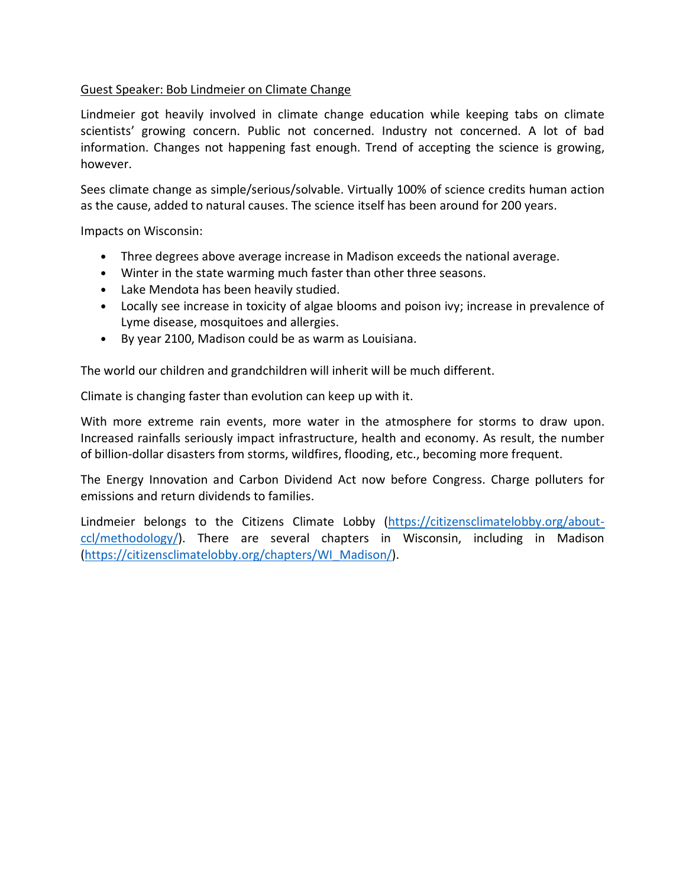Guest Speaker: Bob Lindmeier on Climate Change

Lindmeier got heavily involved in climate change education while keeping tabs on climate scientists' growing concern. Public not concerned. Industry not concerned. A lot of bad information. Changes not happening fast enough. Trend of accepting the science is growing, however.

Sees climate change as simple/serious/solvable. Virtually 100% of science credits human action as the cause, added to natural causes. The science itself has been around for 200 years.

Impacts on Wisconsin:

- Three degrees above average increase in Madison exceeds the national average.
- Winter in the state warming much faster than other three seasons.
- Lake Mendota has been heavily studied.
- Locally see increase in toxicity of algae blooms and poison ivy; increase in prevalence of Lyme disease, mosquitoes and allergies.
- By year 2100, Madison could be as warm as Louisiana.

The world our children and grandchildren will inherit will be much different.

Climate is changing faster than evolution can keep up with it.

With more extreme rain events, more water in the atmosphere for storms to draw upon. Increased rainfalls seriously impact infrastructure, health and economy. As result, the number of billion-dollar disasters from storms, wildfires, flooding, etc., becoming more frequent.

The Energy Innovation and Carbon Dividend Act now before Congress. Charge polluters for emissions and return dividends to families.

Lindmeier belongs to the Citizens Climate Lobby (https://citizensclimatelobby.org/about-ccl/methodology/). There are several chapters in Wisconsin, including in Madison (https://citizensclimatelobby.org/chapters/WI_Madison/).